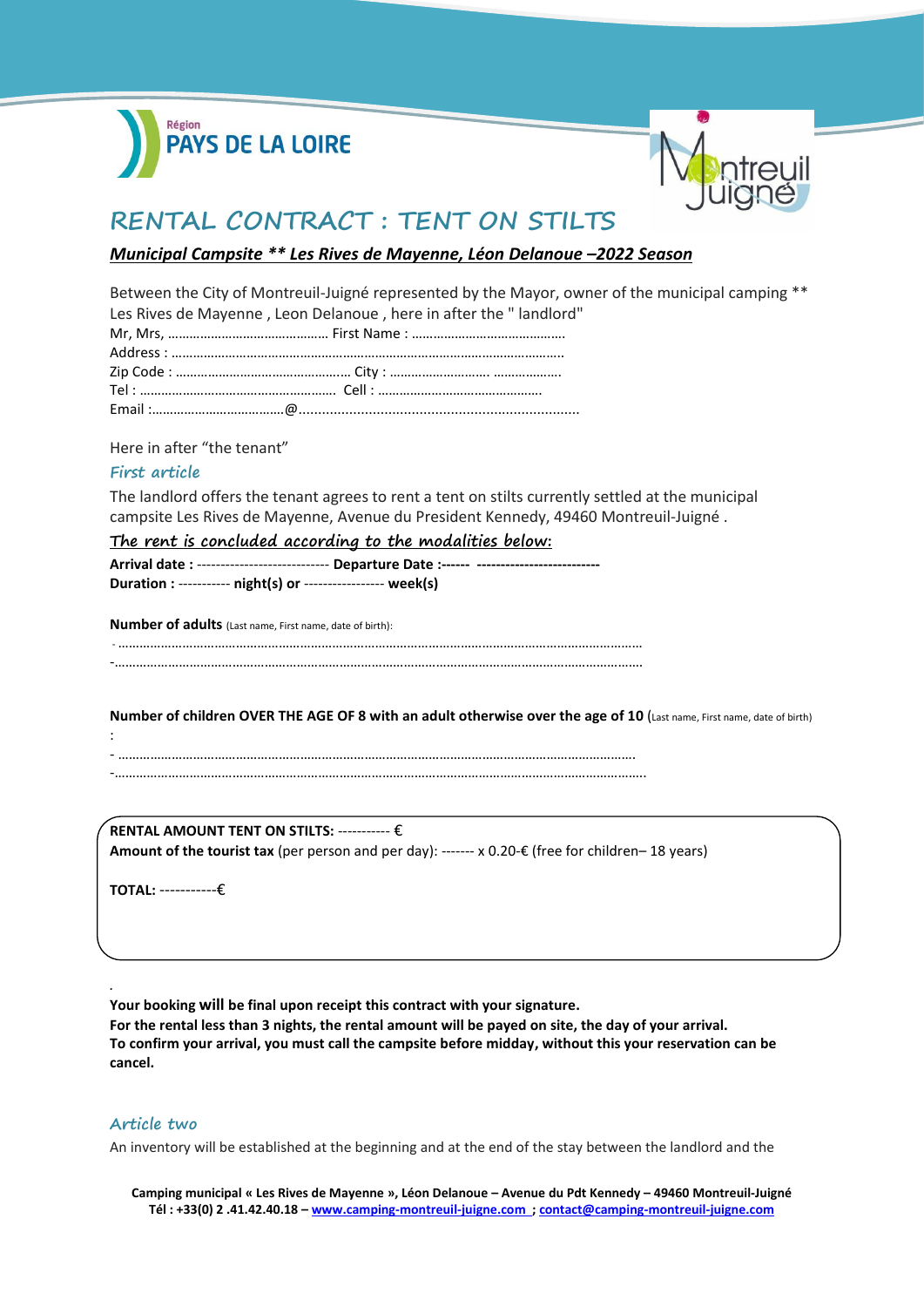Région
PAYS DE LA LOIRE

Montreuil Juigné

# RENTAL CONTRACT : TENT ON STILTS

***Municipal Campsite ** Les Rives de Mayenne, Léon Delanoue –2022 Season***

Between the City of Montreuil-Juigné represented by the Mayor, owner of the municipal camping ** Les Rives de Mayenne , Leon Delanoue , here in after the " landlord"
Mr, Mrs, …………………………………….. First Name : ……………………………………
Address : ………………………………………………………………………………………….
Zip Code : ………………………………………… City : ………………………. ……………….
Tel : ……………………………………………. Cell : ………………………………………
Email :……………………………….@.......................................................................

Here in after "the tenant"

## First article

The landlord offers the tenant agrees to rent a tent on stilts currently settled at the municipal campsite Les Rives de Mayenne, Avenue du President Kennedy, 49460 Montreuil-Juigné .

### The rent is concluded according to the modalities below:

**Arrival date :** --------------------------- **Departure Date :------ -------------------------**
**Duration :** ----------- **night(s) or** ---------------- **week(s)**

**Number of adults** (Last name, First name, date of birth):

- ………………………………………………………………………………………………………………………………
-………………………………………………………………………………………………………………………………

**Number of children OVER THE AGE OF 8 with an adult otherwise over the age of 10** (Last name, First name, date of birth) :

- ………………………………………………………………………………………………………………………………
-………………………………………………………………………………………………………………………………

**RENTAL AMOUNT TENT ON STILTS:** ----------- €
**Amount of the tourist tax** (per person and per day): ------- x 0.20-€ (free for children– 18 years)

**TOTAL:** -----------€

.
**Your booking will be final upon receipt this contract with your signature.**
**For the rental less than 3 nights, the rental amount will be payed on site, the day of your arrival.**
**To confirm your arrival, you must call the campsite before midday, without this your reservation can be cancel.**

## Article two

An inventory will be established at the beginning and at the end of the stay between the landlord and the

**Camping municipal « Les Rives de Mayenne », Léon Delanoue – Avenue du Pdt Kennedy – 49460 Montreuil-Juigné**
**Tél : +33(0) 2 .41.42.40.18 – www.camping-montreuil-juigne.com ; contact@camping-montreuil-juigne.com**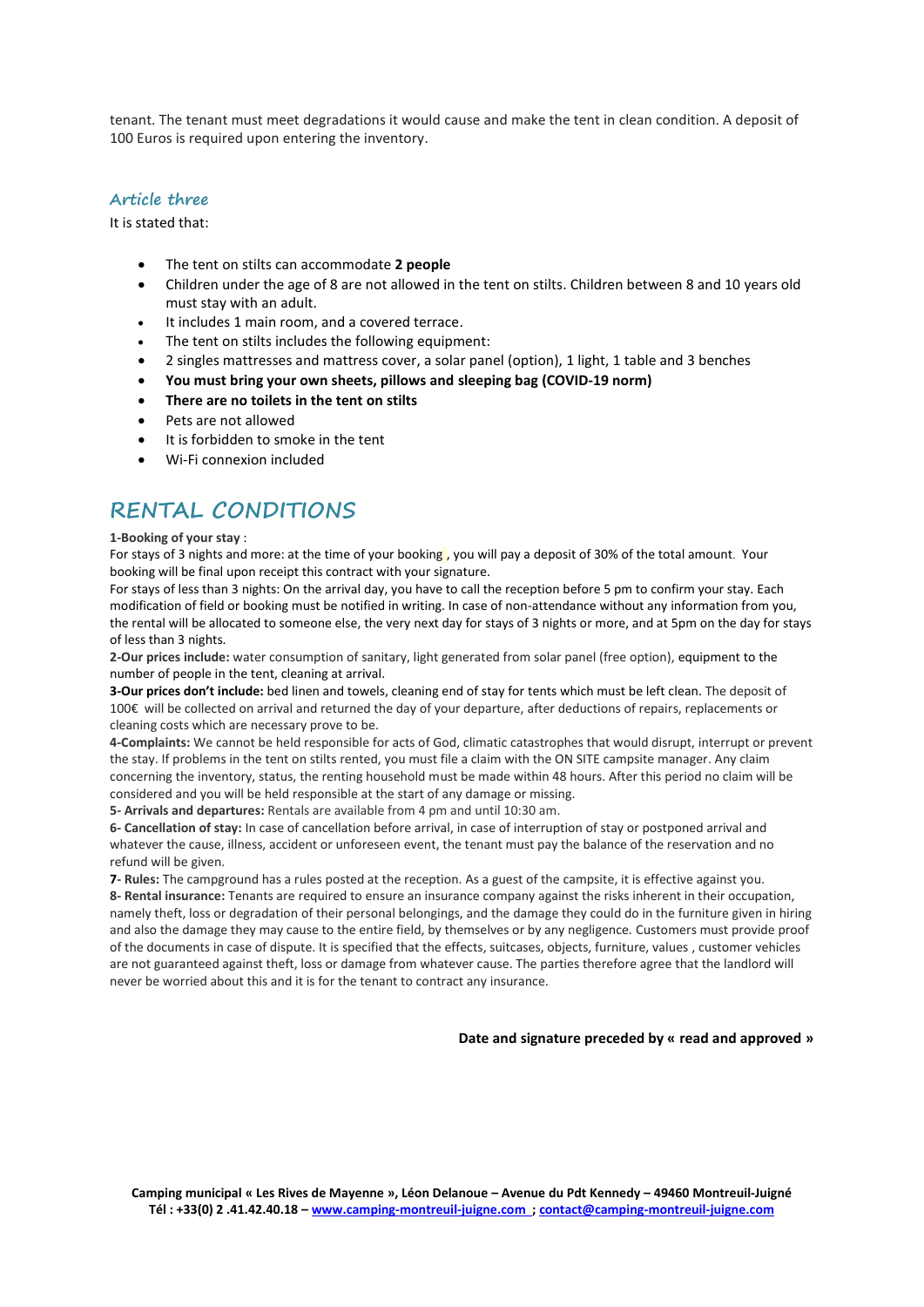tenant. The tenant must meet degradations it would cause and make the tent in clean condition. A deposit of 100 Euros is required upon entering the inventory.

### Article three

It is stated that:

- The tent on stilts can accommodate **2 people**
- Children under the age of 8 are not allowed in the tent on stilts. Children between 8 and 10 years old must stay with an adult.
- It includes 1 main room, and a covered terrace.
- The tent on stilts includes the following equipment:
- 2 singles mattresses and mattress cover, a solar panel (option), 1 light, 1 table and 3 benches
- **You must bring your own sheets, pillows and sleeping bag (COVID-19 norm)**
- **There are no toilets in the tent on stilts**
- Pets are not allowed
- It is forbidden to smoke in the tent
- Wi-Fi connexion included

## RENTAL CONDITIONS

**1-Booking of your stay** :
For stays of 3 nights and more: at the time of your booking , you will pay a deposit of 30% of the total amount. Your booking will be final upon receipt this contract with your signature.
For stays of less than 3 nights: On the arrival day, you have to call the reception before 5 pm to confirm your stay. Each modification of field or booking must be notified in writing. In case of non-attendance without any information from you, the rental will be allocated to someone else, the very next day for stays of 3 nights or more, and at 5pm on the day for stays of less than 3 nights.

**2-Our prices include:** water consumption of sanitary, light generated from solar panel (free option), equipment to the number of people in the tent, cleaning at arrival.

**3-Our prices don't include:** bed linen and towels, cleaning end of stay for tents which must be left clean. The deposit of 100€ will be collected on arrival and returned the day of your departure, after deductions of repairs, replacements or cleaning costs which are necessary prove to be.

**4-Complaints:** We cannot be held responsible for acts of God, climatic catastrophes that would disrupt, interrupt or prevent the stay. If problems in the tent on stilts rented, you must file a claim with the ON SITE campsite manager. Any claim concerning the inventory, status, the renting household must be made within 48 hours. After this period no claim will be considered and you will be held responsible at the start of any damage or missing.

**5- Arrivals and departures:** Rentals are available from 4 pm and until 10:30 am.

**6- Cancellation of stay:** In case of cancellation before arrival, in case of interruption of stay or postponed arrival and whatever the cause, illness, accident or unforeseen event, the tenant must pay the balance of the reservation and no refund will be given.

**7- Rules:** The campground has a rules posted at the reception. As a guest of the campsite, it is effective against you.

**8- Rental insurance:** Tenants are required to ensure an insurance company against the risks inherent in their occupation, namely theft, loss or degradation of their personal belongings, and the damage they could do in the furniture given in hiring and also the damage they may cause to the entire field, by themselves or by any negligence. Customers must provide proof of the documents in case of dispute. It is specified that the effects, suitcases, objects, furniture, values , customer vehicles are not guaranteed against theft, loss or damage from whatever cause. The parties therefore agree that the landlord will never be worried about this and it is for the tenant to contract any insurance.

**Date and signature preceded by « read and approved »**

**Camping municipal « Les Rives de Mayenne », Léon Delanoue – Avenue du Pdt Kennedy – 49460 Montreuil-Juigné**
**Tél : +33(0) 2 .41.42.40.18 – [www.camping-montreuil-juigne.com](http://www.camping-montreuil-juigne.com) ; [contact@camping-montreuil-juigne.com](mailto:contact@camping-montreuil-juigne.com)**